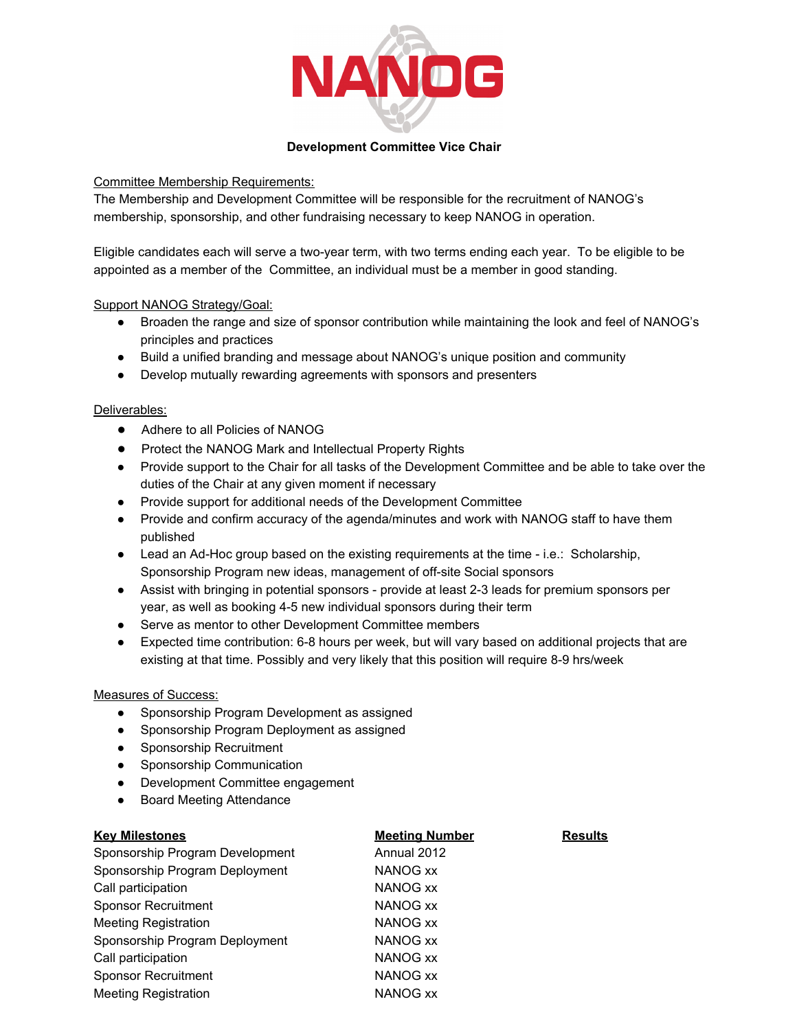NANOG

**Development Committee Vice Chair**

Committee Membership Requirements:

The Membership and Development Committee will be responsible for the recruitment of NANOG's membership, sponsorship, and other fundraising necessary to keep NANOG in operation.

Eligible candidates each will serve a two-year term, with two terms ending each year. To be eligible to be appointed as a member of the Committee, an individual must be a member in good standing.

Support NANOG Strategy/Goal:

- Broaden the range and size of sponsor contribution while maintaining the look and feel of NANOG's principles and practices
- Build a unified branding and message about NANOG's unique position and community
- Develop mutually rewarding agreements with sponsors and presenters

Deliverables:

- Adhere to all Policies of NANOG
- Protect the NANOG Mark and Intellectual Property Rights
- Provide support to the Chair for all tasks of the Development Committee and be able to take over the duties of the Chair at any given moment if necessary
- Provide support for additional needs of the Development Committee
- Provide and confirm accuracy of the agenda/minutes and work with NANOG staff to have them published
- Lead an Ad-Hoc group based on the existing requirements at the time - i.e.: Scholarship, Sponsorship Program new ideas, management of off-site Social sponsors
- Assist with bringing in potential sponsors - provide at least 2-3 leads for premium sponsors per year, as well as booking 4-5 new individual sponsors during their term
- Serve as mentor to other Development Committee members
- Expected time contribution: 6-8 hours per week, but will vary based on additional projects that are existing at that time. Possibly and very likely that this position will require 8-9 hrs/week

Measures of Success:

- Sponsorship Program Development as assigned
- Sponsorship Program Deployment as assigned
- Sponsorship Recruitment
- Sponsorship Communication
- Development Committee engagement
- Board Meeting Attendance

| **Key Milestones** | **Meeting Number** | **Results** |
|---|---|---|
| Sponsorship Program Development | Annual 2012 | |
| Sponsorship Program Deployment | NANOG xx | |
| Call participation | NANOG xx | |
| Sponsor Recruitment | NANOG xx | |
| Meeting Registration | NANOG xx | |
| Sponsorship Program Deployment | NANOG xx | |
| Call participation | NANOG xx | |
| Sponsor Recruitment | NANOG xx | |
| Meeting Registration | NANOG xx | |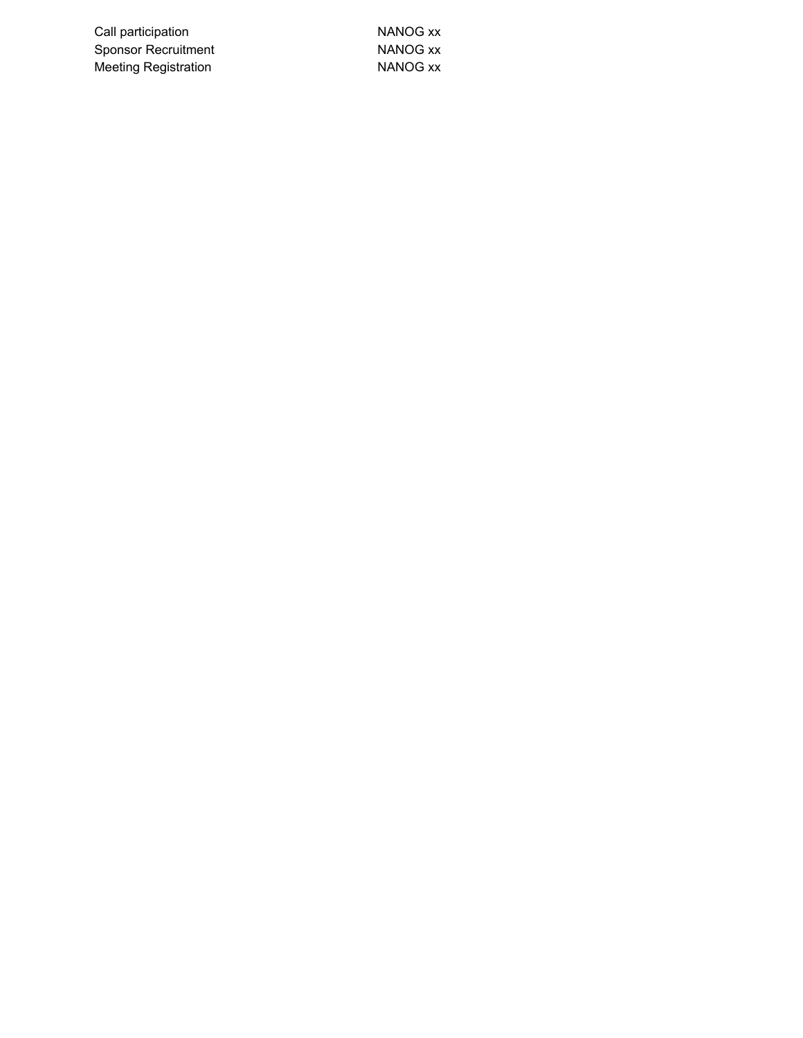| | |
|---|---|
| Call participation | NANOG xx |
| Sponsor Recruitment | NANOG xx |
| Meeting Registration | NANOG xx |